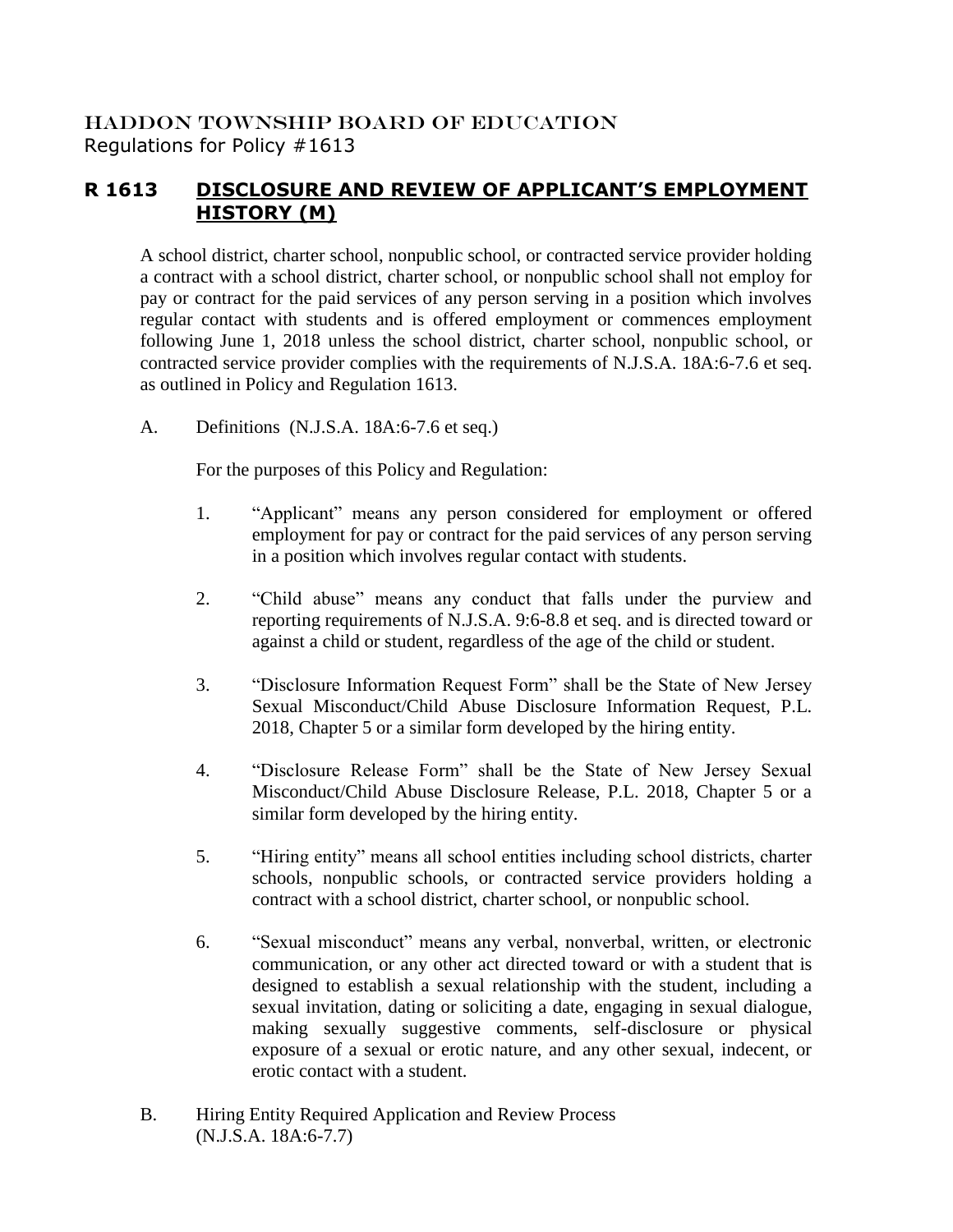HADDON TOWNSHIP BOARD OF EDUCATION
Regulations for Policy #1613

# R 1613 DISCLOSURE AND REVIEW OF APPLICANT'S EMPLOYMENT HISTORY (M)

A school district, charter school, nonpublic school, or contracted service provider holding a contract with a school district, charter school, or nonpublic school shall not employ for pay or contract for the paid services of any person serving in a position which involves regular contact with students and is offered employment or commences employment following June 1, 2018 unless the school district, charter school, nonpublic school, or contracted service provider complies with the requirements of N.J.S.A. 18A:6-7.6 et seq. as outlined in Policy and Regulation 1613.

A. Definitions (N.J.S.A. 18A:6-7.6 et seq.)

For the purposes of this Policy and Regulation:

1. "Applicant" means any person considered for employment or offered employment for pay or contract for the paid services of any person serving in a position which involves regular contact with students.

2. "Child abuse" means any conduct that falls under the purview and reporting requirements of N.J.S.A. 9:6-8.8 et seq. and is directed toward or against a child or student, regardless of the age of the child or student.

3. "Disclosure Information Request Form" shall be the State of New Jersey Sexual Misconduct/Child Abuse Disclosure Information Request, P.L. 2018, Chapter 5 or a similar form developed by the hiring entity.

4. "Disclosure Release Form" shall be the State of New Jersey Sexual Misconduct/Child Abuse Disclosure Release, P.L. 2018, Chapter 5 or a similar form developed by the hiring entity.

5. "Hiring entity" means all school entities including school districts, charter schools, nonpublic schools, or contracted service providers holding a contract with a school district, charter school, or nonpublic school.

6. "Sexual misconduct" means any verbal, nonverbal, written, or electronic communication, or any other act directed toward or with a student that is designed to establish a sexual relationship with the student, including a sexual invitation, dating or soliciting a date, engaging in sexual dialogue, making sexually suggestive comments, self-disclosure or physical exposure of a sexual or erotic nature, and any other sexual, indecent, or erotic contact with a student.

B. Hiring Entity Required Application and Review Process (N.J.S.A. 18A:6-7.7)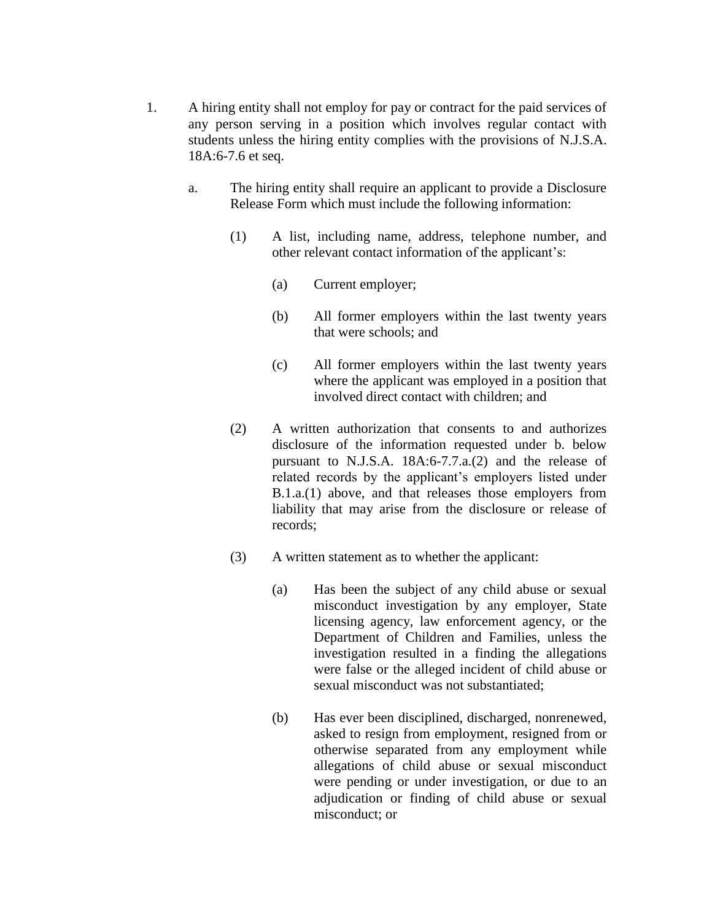1. A hiring entity shall not employ for pay or contract for the paid services of any person serving in a position which involves regular contact with students unless the hiring entity complies with the provisions of N.J.S.A. 18A:6-7.6 et seq.

   a. The hiring entity shall require an applicant to provide a Disclosure Release Form which must include the following information:

      (1) A list, including name, address, telephone number, and other relevant contact information of the applicant's:

         (a) Current employer;

         (b) All former employers within the last twenty years that were schools; and

         (c) All former employers within the last twenty years where the applicant was employed in a position that involved direct contact with children; and

      (2) A written authorization that consents to and authorizes disclosure of the information requested under b. below pursuant to N.J.S.A. 18A:6-7.7.a.(2) and the release of related records by the applicant's employers listed under B.1.a.(1) above, and that releases those employers from liability that may arise from the disclosure or release of records;

      (3) A written statement as to whether the applicant:

         (a) Has been the subject of any child abuse or sexual misconduct investigation by any employer, State licensing agency, law enforcement agency, or the Department of Children and Families, unless the investigation resulted in a finding the allegations were false or the alleged incident of child abuse or sexual misconduct was not substantiated;

         (b) Has ever been disciplined, discharged, nonrenewed, asked to resign from employment, resigned from or otherwise separated from any employment while allegations of child abuse or sexual misconduct were pending or under investigation, or due to an adjudication or finding of child abuse or sexual misconduct; or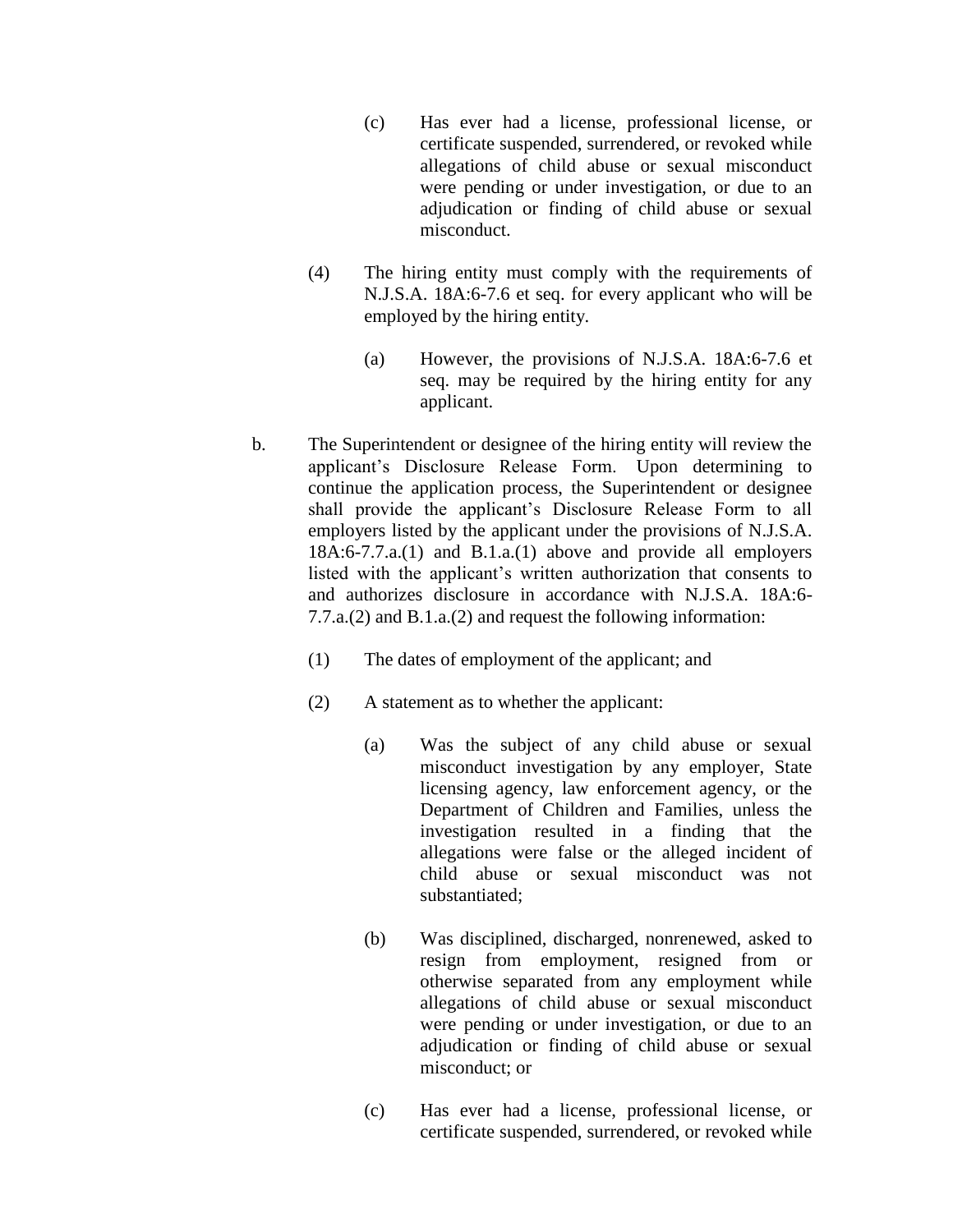(c) Has ever had a license, professional license, or certificate suspended, surrendered, or revoked while allegations of child abuse or sexual misconduct were pending or under investigation, or due to an adjudication or finding of child abuse or sexual misconduct.

(4) The hiring entity must comply with the requirements of N.J.S.A. 18A:6-7.6 et seq. for every applicant who will be employed by the hiring entity.

(a) However, the provisions of N.J.S.A. 18A:6-7.6 et seq. may be required by the hiring entity for any applicant.

b. The Superintendent or designee of the hiring entity will review the applicant's Disclosure Release Form. Upon determining to continue the application process, the Superintendent or designee shall provide the applicant's Disclosure Release Form to all employers listed by the applicant under the provisions of N.J.S.A. 18A:6-7.7.a.(1) and B.1.a.(1) above and provide all employers listed with the applicant's written authorization that consents to and authorizes disclosure in accordance with N.J.S.A. 18A:6-7.7.a.(2) and B.1.a.(2) and request the following information:

(1) The dates of employment of the applicant; and

(2) A statement as to whether the applicant:

(a) Was the subject of any child abuse or sexual misconduct investigation by any employer, State licensing agency, law enforcement agency, or the Department of Children and Families, unless the investigation resulted in a finding that the allegations were false or the alleged incident of child abuse or sexual misconduct was not substantiated;

(b) Was disciplined, discharged, nonrenewed, asked to resign from employment, resigned from or otherwise separated from any employment while allegations of child abuse or sexual misconduct were pending or under investigation, or due to an adjudication or finding of child abuse or sexual misconduct; or

(c) Has ever had a license, professional license, or certificate suspended, surrendered, or revoked while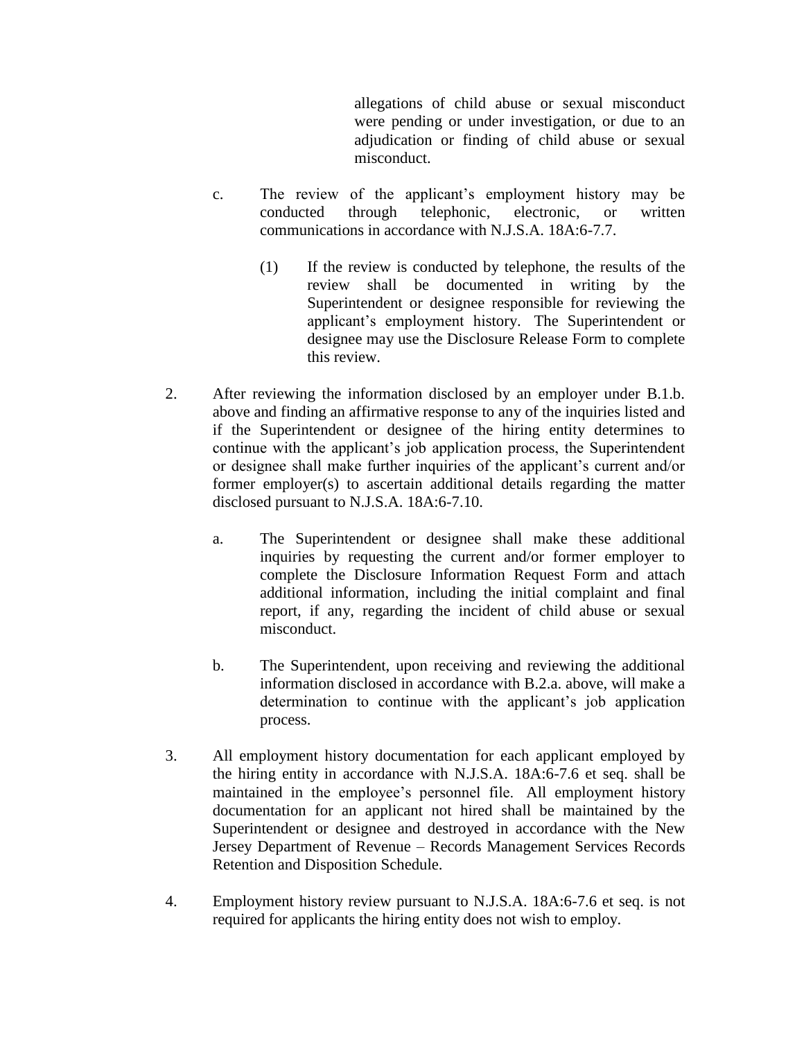allegations of child abuse or sexual misconduct were pending or under investigation, or due to an adjudication or finding of child abuse or sexual misconduct.

c. The review of the applicant's employment history may be conducted through telephonic, electronic, or written communications in accordance with N.J.S.A. 18A:6-7.7.

(1) If the review is conducted by telephone, the results of the review shall be documented in writing by the Superintendent or designee responsible for reviewing the applicant's employment history. The Superintendent or designee may use the Disclosure Release Form to complete this review.

2. After reviewing the information disclosed by an employer under B.1.b. above and finding an affirmative response to any of the inquiries listed and if the Superintendent or designee of the hiring entity determines to continue with the applicant's job application process, the Superintendent or designee shall make further inquiries of the applicant's current and/or former employer(s) to ascertain additional details regarding the matter disclosed pursuant to N.J.S.A. 18A:6-7.10.

a. The Superintendent or designee shall make these additional inquiries by requesting the current and/or former employer to complete the Disclosure Information Request Form and attach additional information, including the initial complaint and final report, if any, regarding the incident of child abuse or sexual misconduct.

b. The Superintendent, upon receiving and reviewing the additional information disclosed in accordance with B.2.a. above, will make a determination to continue with the applicant's job application process.

3. All employment history documentation for each applicant employed by the hiring entity in accordance with N.J.S.A. 18A:6-7.6 et seq. shall be maintained in the employee's personnel file. All employment history documentation for an applicant not hired shall be maintained by the Superintendent or designee and destroyed in accordance with the New Jersey Department of Revenue – Records Management Services Records Retention and Disposition Schedule.

4. Employment history review pursuant to N.J.S.A. 18A:6-7.6 et seq. is not required for applicants the hiring entity does not wish to employ.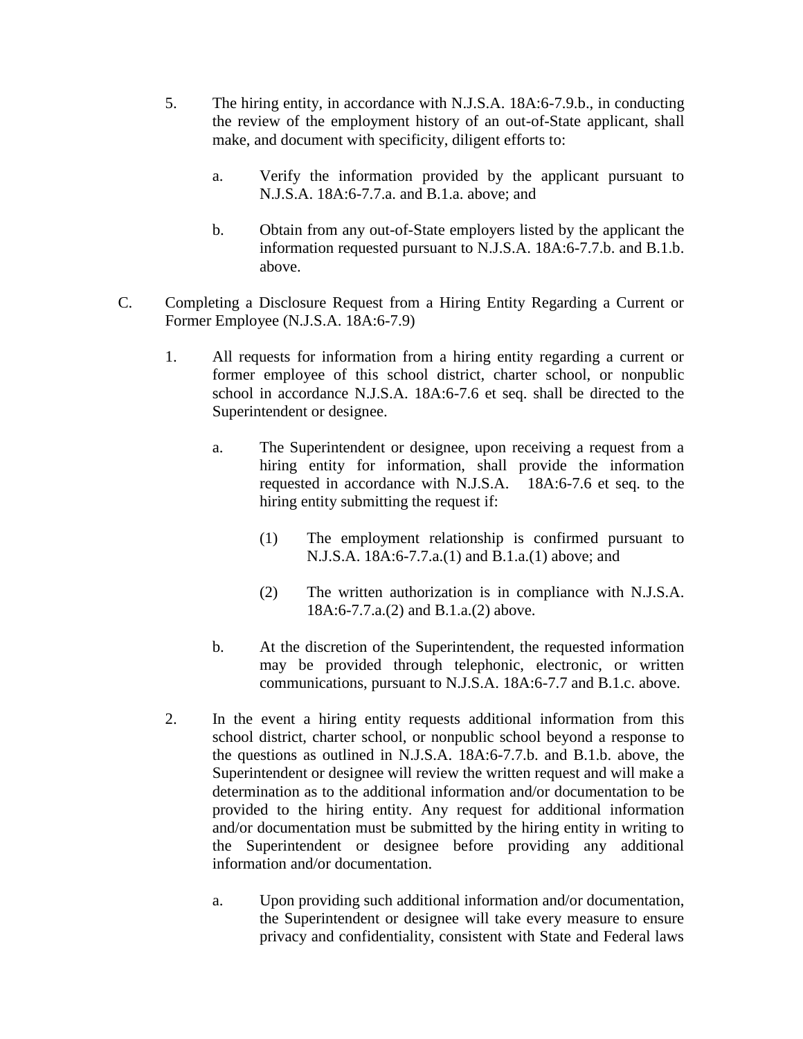5. The hiring entity, in accordance with N.J.S.A. 18A:6-7.9.b., in conducting the review of the employment history of an out-of-State applicant, shall make, and document with specificity, diligent efforts to:

   a. Verify the information provided by the applicant pursuant to N.J.S.A. 18A:6-7.7.a. and B.1.a. above; and

   b. Obtain from any out-of-State employers listed by the applicant the information requested pursuant to N.J.S.A. 18A:6-7.7.b. and B.1.b. above.

C. Completing a Disclosure Request from a Hiring Entity Regarding a Current or Former Employee (N.J.S.A. 18A:6-7.9)

1. All requests for information from a hiring entity regarding a current or former employee of this school district, charter school, or nonpublic school in accordance N.J.S.A. 18A:6-7.6 et seq. shall be directed to the Superintendent or designee.

   a. The Superintendent or designee, upon receiving a request from a hiring entity for information, shall provide the information requested in accordance with N.J.S.A. 18A:6-7.6 et seq. to the hiring entity submitting the request if:

      (1) The employment relationship is confirmed pursuant to N.J.S.A. 18A:6-7.7.a.(1) and B.1.a.(1) above; and

      (2) The written authorization is in compliance with N.J.S.A. 18A:6-7.7.a.(2) and B.1.a.(2) above.

   b. At the discretion of the Superintendent, the requested information may be provided through telephonic, electronic, or written communications, pursuant to N.J.S.A. 18A:6-7.7 and B.1.c. above.

2. In the event a hiring entity requests additional information from this school district, charter school, or nonpublic school beyond a response to the questions as outlined in N.J.S.A. 18A:6-7.7.b. and B.1.b. above, the Superintendent or designee will review the written request and will make a determination as to the additional information and/or documentation to be provided to the hiring entity. Any request for additional information and/or documentation must be submitted by the hiring entity in writing to the Superintendent or designee before providing any additional information and/or documentation.

   a. Upon providing such additional information and/or documentation, the Superintendent or designee will take every measure to ensure privacy and confidentiality, consistent with State and Federal laws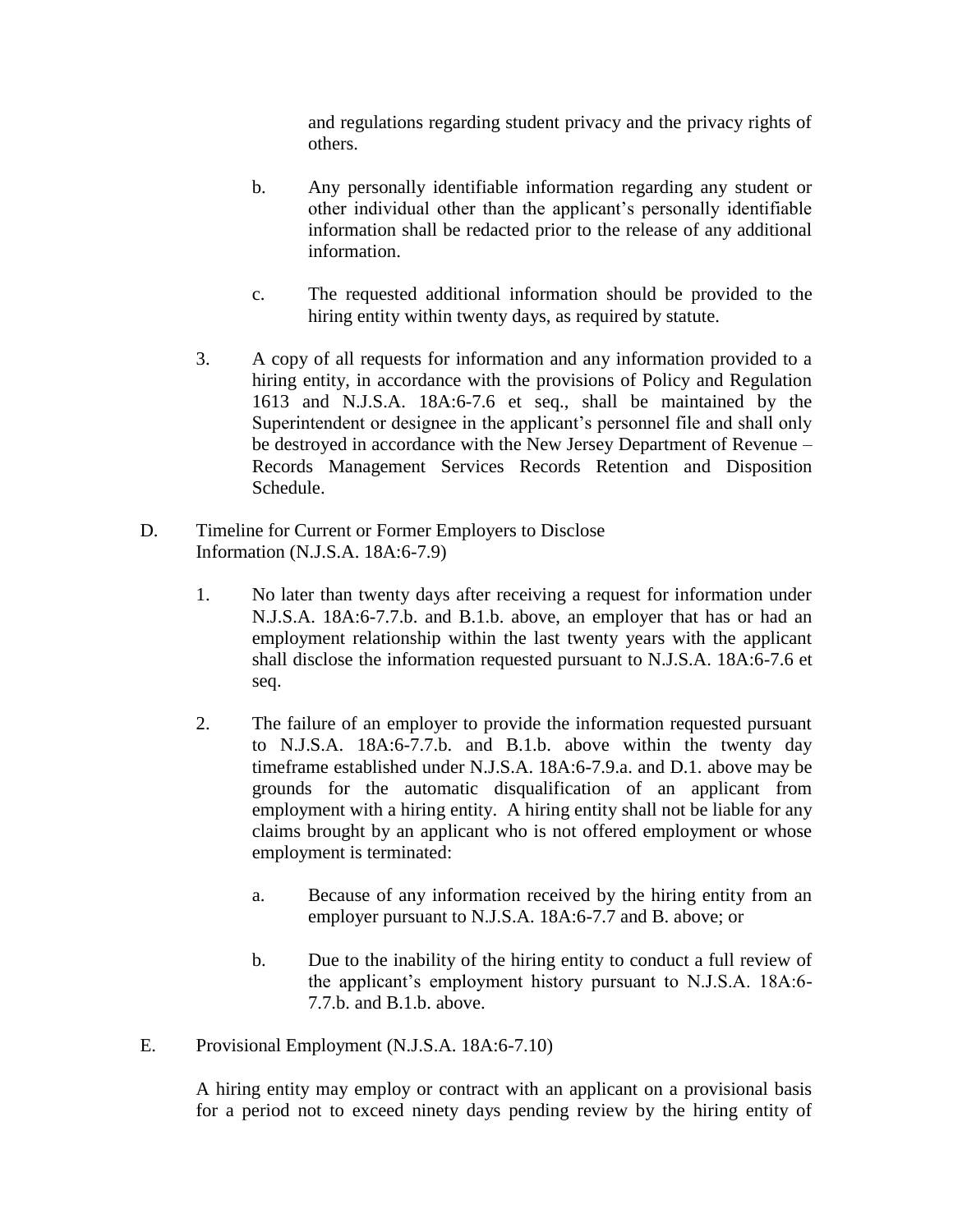and regulations regarding student privacy and the privacy rights of others.

b. Any personally identifiable information regarding any student or other individual other than the applicant's personally identifiable information shall be redacted prior to the release of any additional information.

c. The requested additional information should be provided to the hiring entity within twenty days, as required by statute.

3. A copy of all requests for information and any information provided to a hiring entity, in accordance with the provisions of Policy and Regulation 1613 and N.J.S.A. 18A:6-7.6 et seq., shall be maintained by the Superintendent or designee in the applicant's personnel file and shall only be destroyed in accordance with the New Jersey Department of Revenue – Records Management Services Records Retention and Disposition Schedule.

D. Timeline for Current or Former Employers to Disclose Information (N.J.S.A. 18A:6-7.9)

1. No later than twenty days after receiving a request for information under N.J.S.A. 18A:6-7.7.b. and B.1.b. above, an employer that has or had an employment relationship within the last twenty years with the applicant shall disclose the information requested pursuant to N.J.S.A. 18A:6-7.6 et seq.

2. The failure of an employer to provide the information requested pursuant to N.J.S.A. 18A:6-7.7.b. and B.1.b. above within the twenty day timeframe established under N.J.S.A. 18A:6-7.9.a. and D.1. above may be grounds for the automatic disqualification of an applicant from employment with a hiring entity. A hiring entity shall not be liable for any claims brought by an applicant who is not offered employment or whose employment is terminated:

a. Because of any information received by the hiring entity from an employer pursuant to N.J.S.A. 18A:6-7.7 and B. above; or

b. Due to the inability of the hiring entity to conduct a full review of the applicant's employment history pursuant to N.J.S.A. 18A:6-7.7.b. and B.1.b. above.

E. Provisional Employment (N.J.S.A. 18A:6-7.10)

A hiring entity may employ or contract with an applicant on a provisional basis for a period not to exceed ninety days pending review by the hiring entity of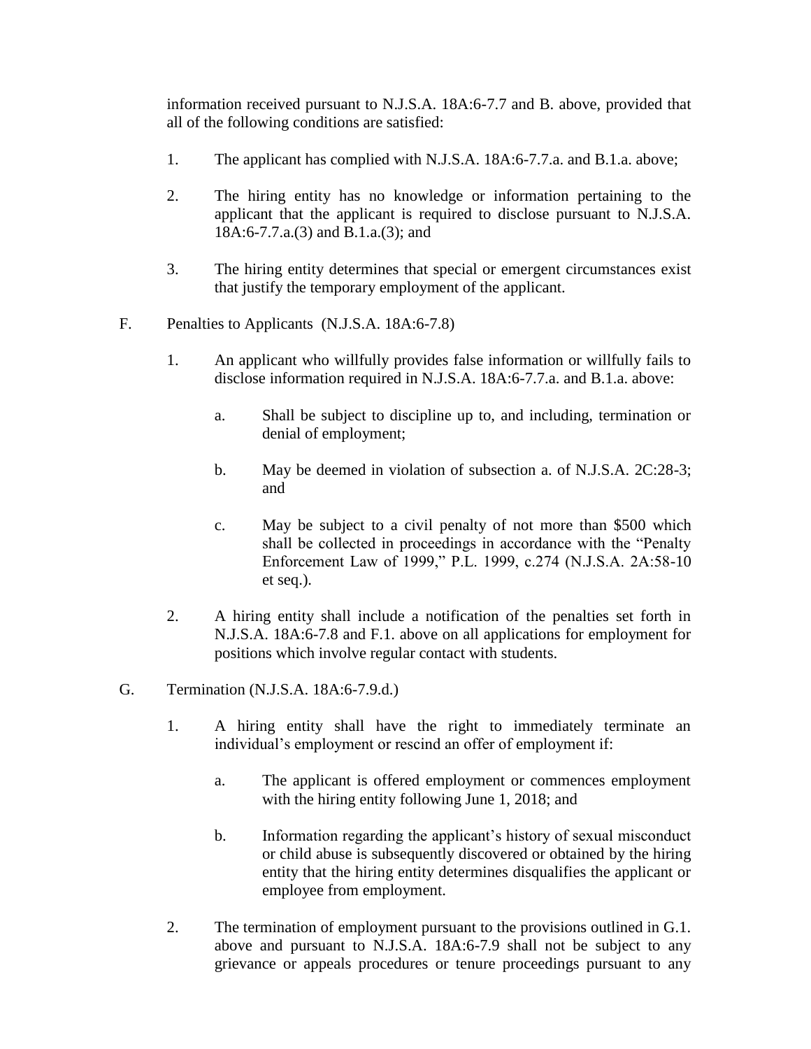information received pursuant to N.J.S.A. 18A:6-7.7 and B. above, provided that all of the following conditions are satisfied:

1. The applicant has complied with N.J.S.A. 18A:6-7.7.a. and B.1.a. above;

2. The hiring entity has no knowledge or information pertaining to the applicant that the applicant is required to disclose pursuant to N.J.S.A. 18A:6-7.7.a.(3) and B.1.a.(3); and

3. The hiring entity determines that special or emergent circumstances exist that justify the temporary employment of the applicant.

F. Penalties to Applicants (N.J.S.A. 18A:6-7.8)

   1. An applicant who willfully provides false information or willfully fails to disclose information required in N.J.S.A. 18A:6-7.7.a. and B.1.a. above:

      a. Shall be subject to discipline up to, and including, termination or denial of employment;

      b. May be deemed in violation of subsection a. of N.J.S.A. 2C:28-3; and

      c. May be subject to a civil penalty of not more than $500 which shall be collected in proceedings in accordance with the "Penalty Enforcement Law of 1999," P.L. 1999, c.274 (N.J.S.A. 2A:58-10 et seq.).

   2. A hiring entity shall include a notification of the penalties set forth in N.J.S.A. 18A:6-7.8 and F.1. above on all applications for employment for positions which involve regular contact with students.

G. Termination (N.J.S.A. 18A:6-7.9.d.)

   1. A hiring entity shall have the right to immediately terminate an individual's employment or rescind an offer of employment if:

      a. The applicant is offered employment or commences employment with the hiring entity following June 1, 2018; and

      b. Information regarding the applicant's history of sexual misconduct or child abuse is subsequently discovered or obtained by the hiring entity that the hiring entity determines disqualifies the applicant or employee from employment.

   2. The termination of employment pursuant to the provisions outlined in G.1. above and pursuant to N.J.S.A. 18A:6-7.9 shall not be subject to any grievance or appeals procedures or tenure proceedings pursuant to any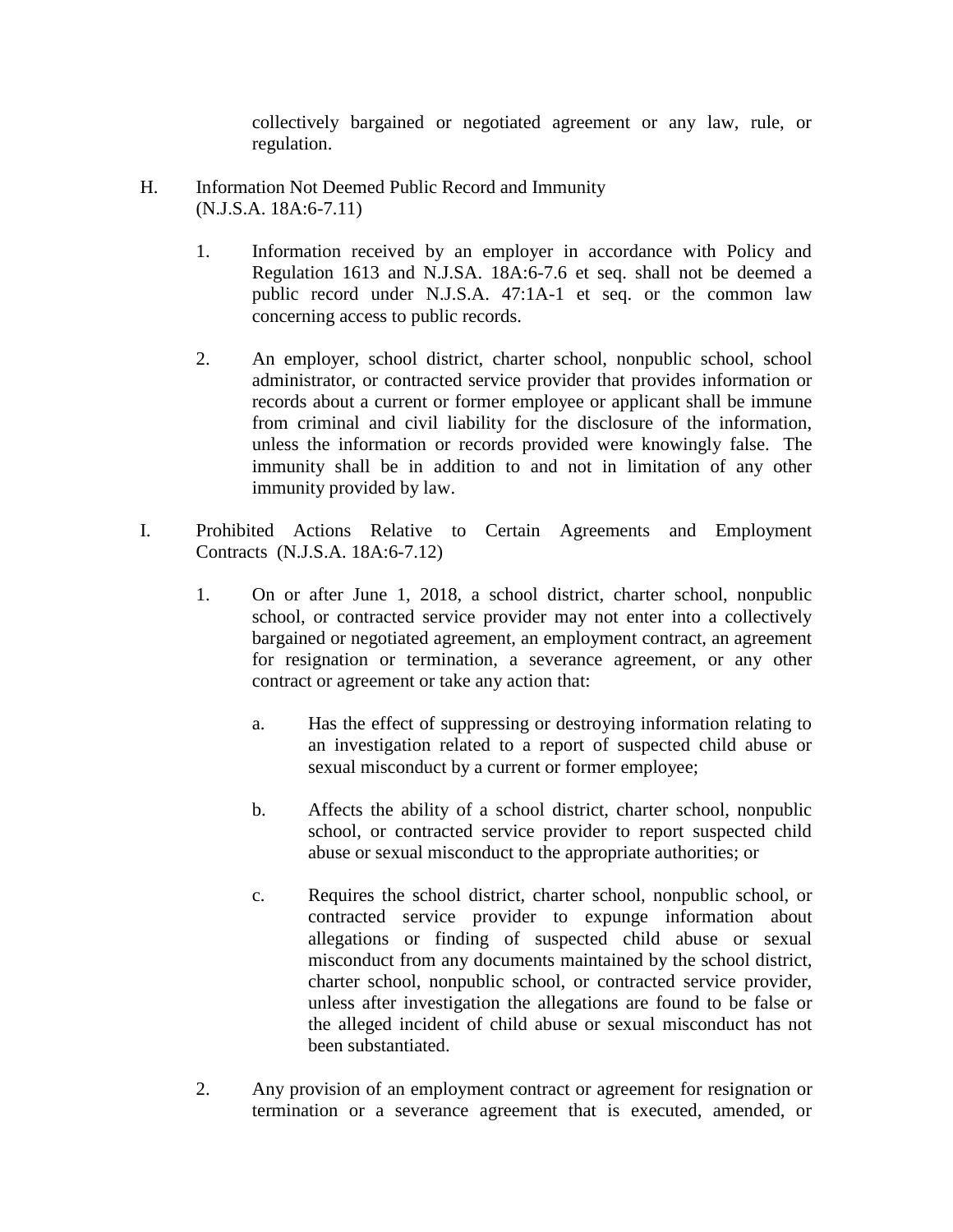collectively bargained or negotiated agreement or any law, rule, or regulation.

H. Information Not Deemed Public Record and Immunity (N.J.S.A. 18A:6-7.11)

1. Information received by an employer in accordance with Policy and Regulation 1613 and N.J.SA. 18A:6-7.6 et seq. shall not be deemed a public record under N.J.S.A. 47:1A-1 et seq. or the common law concerning access to public records.

2. An employer, school district, charter school, nonpublic school, school administrator, or contracted service provider that provides information or records about a current or former employee or applicant shall be immune from criminal and civil liability for the disclosure of the information, unless the information or records provided were knowingly false. The immunity shall be in addition to and not in limitation of any other immunity provided by law.

I. Prohibited Actions Relative to Certain Agreements and Employment Contracts (N.J.S.A. 18A:6-7.12)

1. On or after June 1, 2018, a school district, charter school, nonpublic school, or contracted service provider may not enter into a collectively bargained or negotiated agreement, an employment contract, an agreement for resignation or termination, a severance agreement, or any other contract or agreement or take any action that:

   a. Has the effect of suppressing or destroying information relating to an investigation related to a report of suspected child abuse or sexual misconduct by a current or former employee;

   b. Affects the ability of a school district, charter school, nonpublic school, or contracted service provider to report suspected child abuse or sexual misconduct to the appropriate authorities; or

   c. Requires the school district, charter school, nonpublic school, or contracted service provider to expunge information about allegations or finding of suspected child abuse or sexual misconduct from any documents maintained by the school district, charter school, nonpublic school, or contracted service provider, unless after investigation the allegations are found to be false or the alleged incident of child abuse or sexual misconduct has not been substantiated.

2. Any provision of an employment contract or agreement for resignation or termination or a severance agreement that is executed, amended, or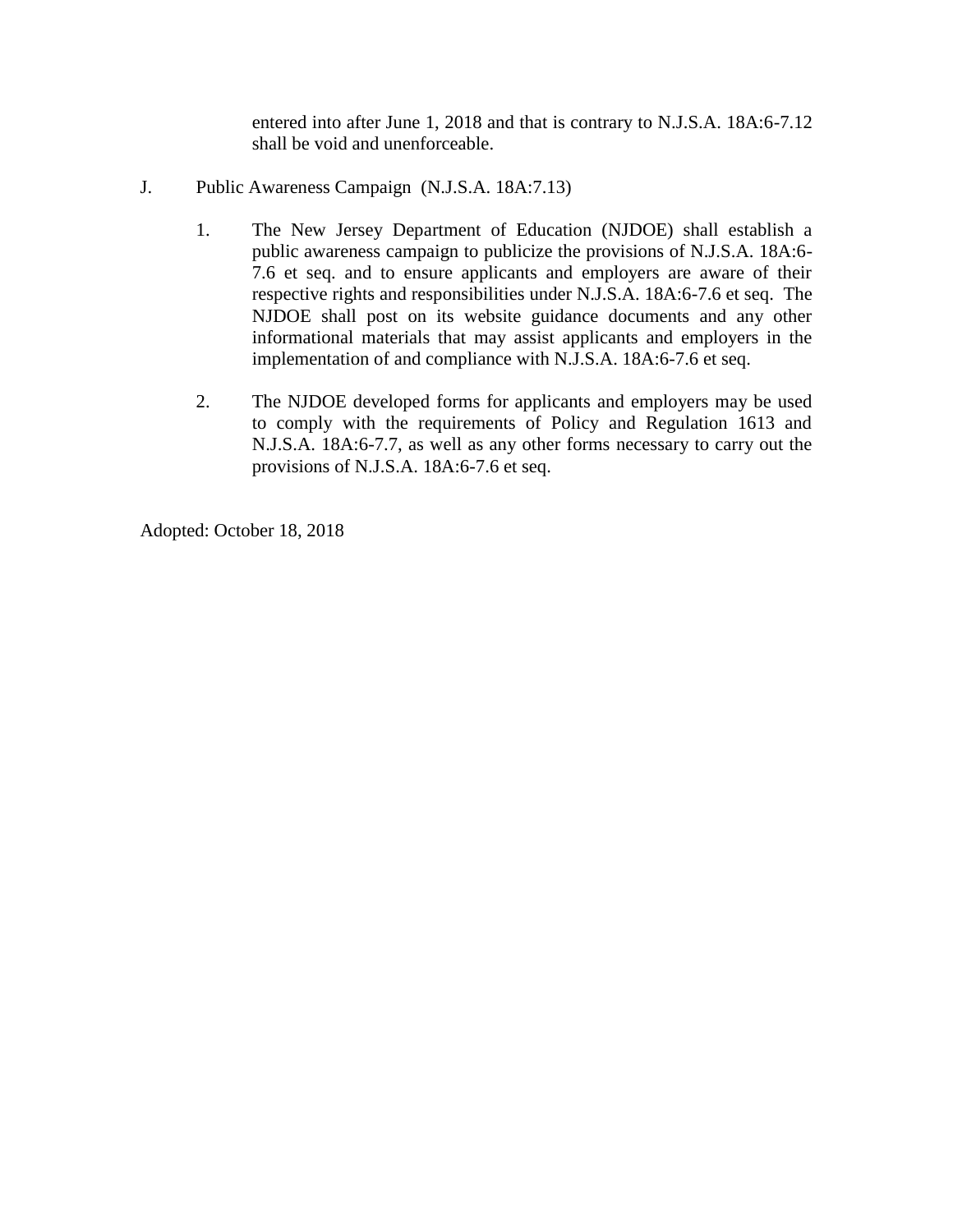entered into after June 1, 2018 and that is contrary to N.J.S.A. 18A:6-7.12 shall be void and unenforceable.

J. Public Awareness Campaign (N.J.S.A. 18A:7.13)

1. The New Jersey Department of Education (NJDOE) shall establish a public awareness campaign to publicize the provisions of N.J.S.A. 18A:6-7.6 et seq. and to ensure applicants and employers are aware of their respective rights and responsibilities under N.J.S.A. 18A:6-7.6 et seq. The NJDOE shall post on its website guidance documents and any other informational materials that may assist applicants and employers in the implementation of and compliance with N.J.S.A. 18A:6-7.6 et seq.

2. The NJDOE developed forms for applicants and employers may be used to comply with the requirements of Policy and Regulation 1613 and N.J.S.A. 18A:6-7.7, as well as any other forms necessary to carry out the provisions of N.J.S.A. 18A:6-7.6 et seq.

Adopted: October 18, 2018